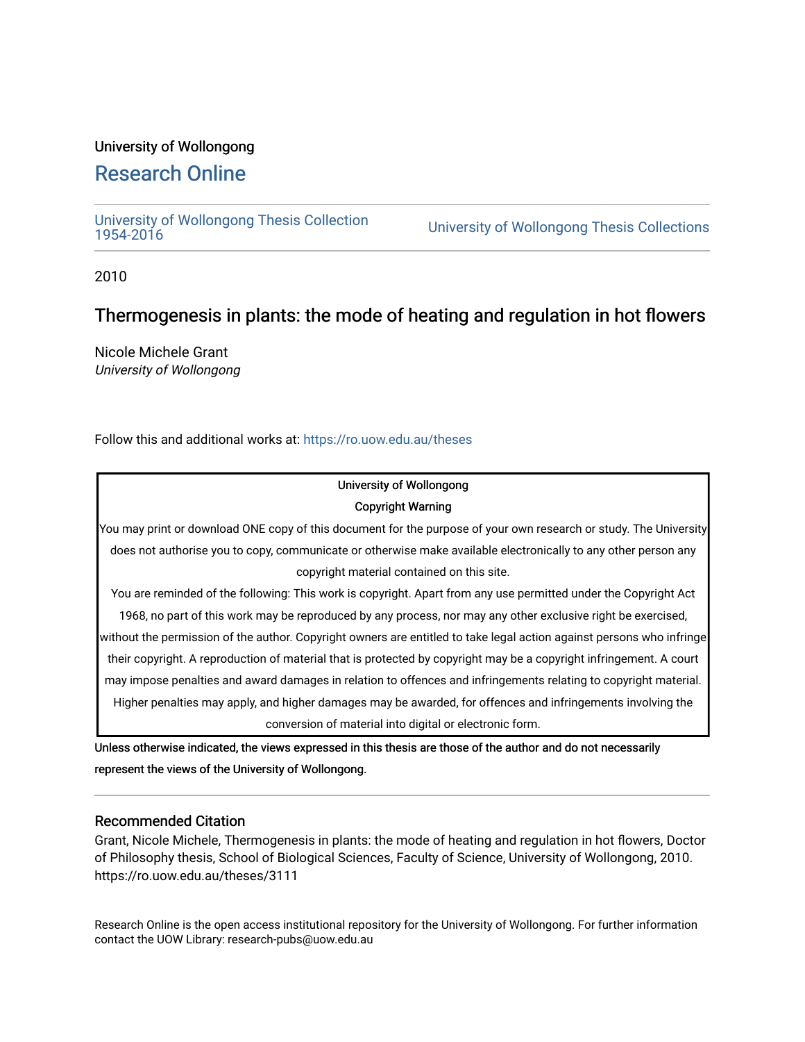University of Wollongong

# Research Online

University of Wollongong Thesis Collection 1954-2016

University of Wollongong Thesis Collections

2010

## Thermogenesis in plants: the mode of heating and regulation in hot flowers

Nicole Michele Grant
*University of Wollongong*

Follow this and additional works at: https://ro.uow.edu.au/theses

University of Wollongong

Copyright Warning

You may print or download ONE copy of this document for the purpose of your own research or study. The University does not authorise you to copy, communicate or otherwise make available electronically to any other person any copyright material contained on this site.

You are reminded of the following: This work is copyright. Apart from any use permitted under the Copyright Act 1968, no part of this work may be reproduced by any process, nor may any other exclusive right be exercised, without the permission of the author. Copyright owners are entitled to take legal action against persons who infringe their copyright. A reproduction of material that is protected by copyright may be a copyright infringement. A court may impose penalties and award damages in relation to offences and infringements relating to copyright material. Higher penalties may apply, and higher damages may be awarded, for offences and infringements involving the conversion of material into digital or electronic form.

Unless otherwise indicated, the views expressed in this thesis are those of the author and do not necessarily represent the views of the University of Wollongong.

### Recommended Citation

Grant, Nicole Michele, Thermogenesis in plants: the mode of heating and regulation in hot flowers, Doctor of Philosophy thesis, School of Biological Sciences, Faculty of Science, University of Wollongong, 2010. https://ro.uow.edu.au/theses/3111

Research Online is the open access institutional repository for the University of Wollongong. For further information contact the UOW Library: research-pubs@uow.edu.au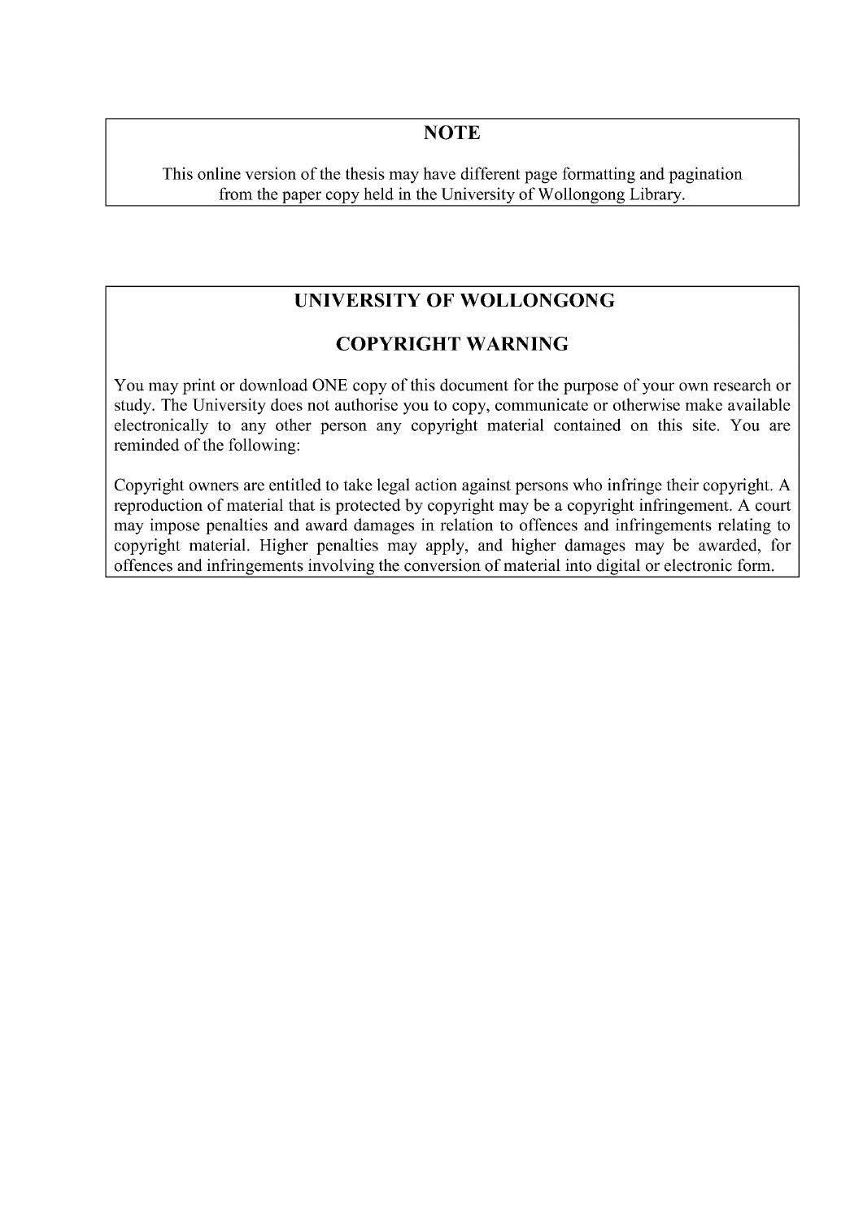## NOTE

This online version of the thesis may have different page formatting and pagination from the paper copy held in the University of Wollongong Library.

## UNIVERSITY OF WOLLONGONG

## COPYRIGHT WARNING

You may print or download ONE copy of this document for the purpose of your own research or study. The University does not authorise you to copy, communicate or otherwise make available electronically to any other person any copyright material contained on this site. You are reminded of the following:

Copyright owners are entitled to take legal action against persons who infringe their copyright. A reproduction of material that is protected by copyright may be a copyright infringement. A court may impose penalties and award damages in relation to offences and infringements relating to copyright material. Higher penalties may apply, and higher damages may be awarded, for offences and infringements involving the conversion of material into digital or electronic form.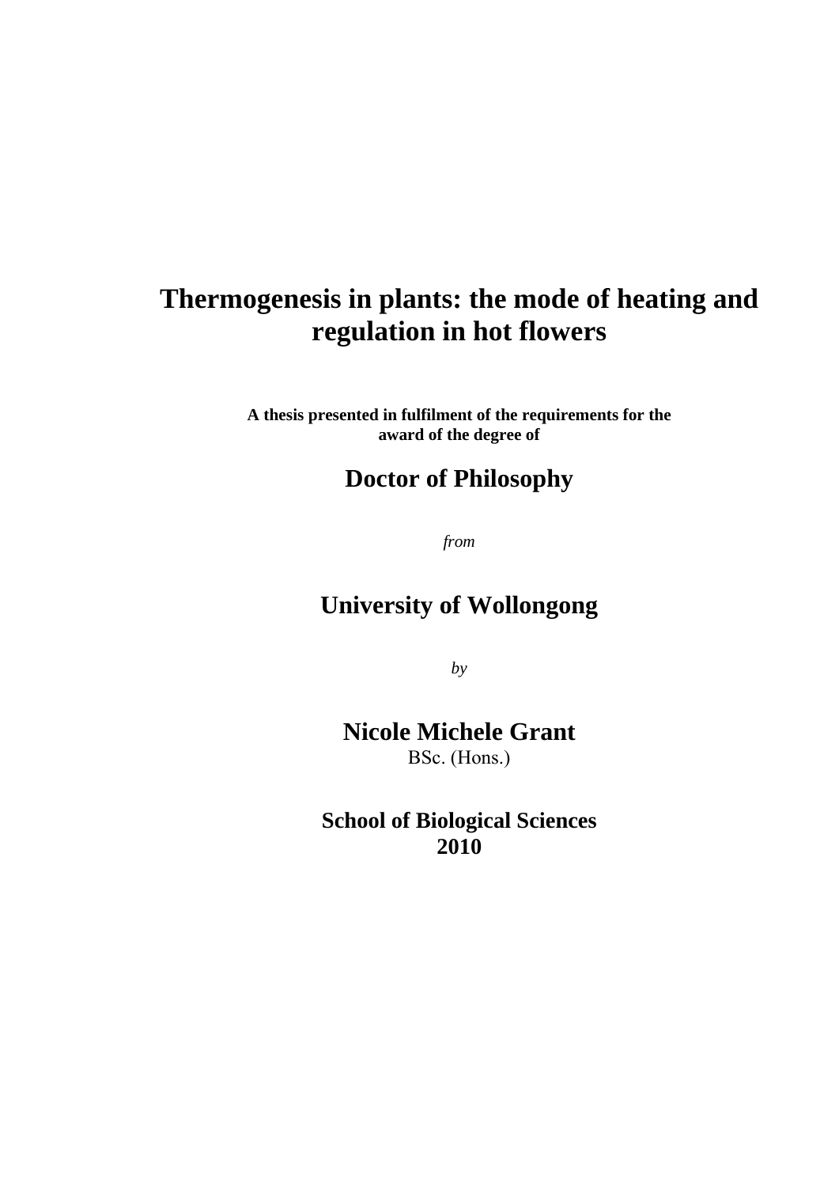# Thermogenesis in plants: the mode of heating and regulation in hot flowers

**A thesis presented in fulfilment of the requirements for the award of the degree of**

## Doctor of Philosophy

*from*

## University of Wollongong

*by*

## Nicole Michele Grant

BSc. (Hons.)

**School of Biological Sciences**
**2010**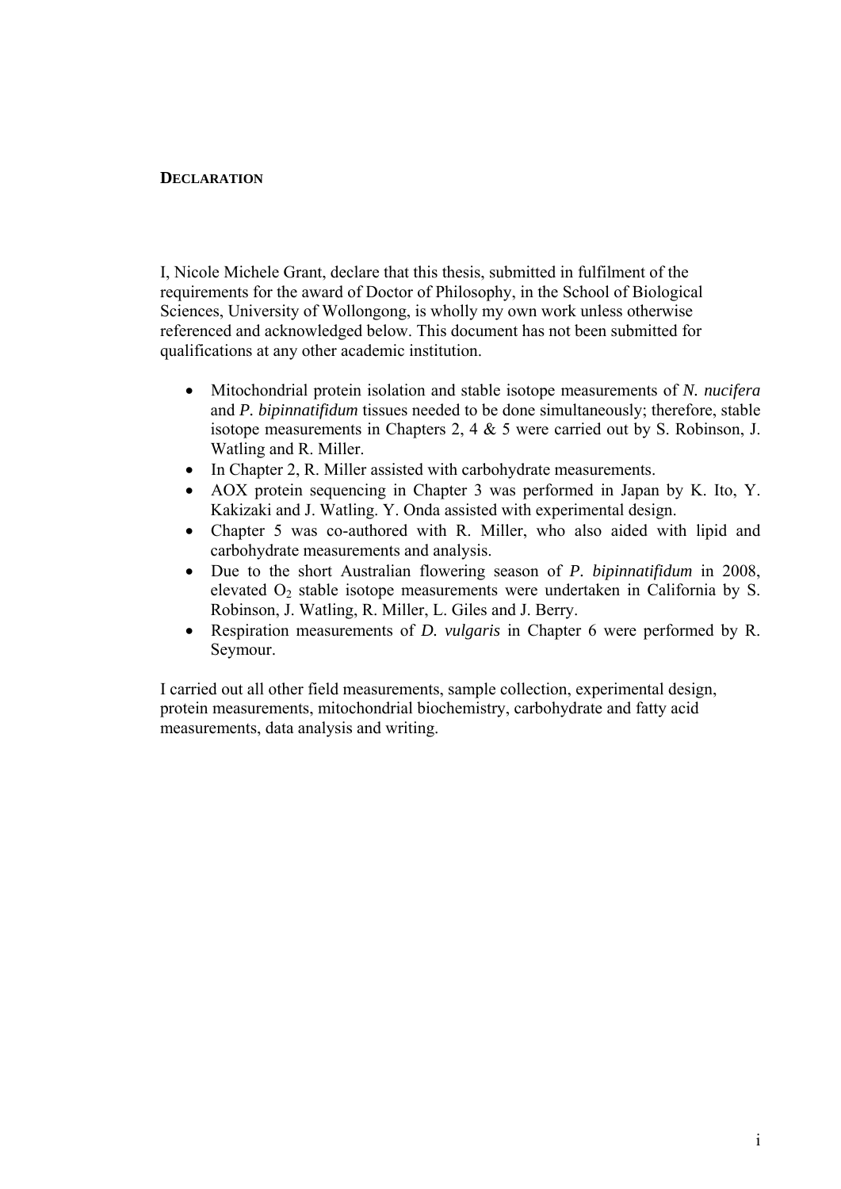# DECLARATION

I, Nicole Michele Grant, declare that this thesis, submitted in fulfilment of the requirements for the award of Doctor of Philosophy, in the School of Biological Sciences, University of Wollongong, is wholly my own work unless otherwise referenced and acknowledged below. This document has not been submitted for qualifications at any other academic institution.

- Mitochondrial protein isolation and stable isotope measurements of *N. nucifera* and *P. bipinnatifidum* tissues needed to be done simultaneously; therefore, stable isotope measurements in Chapters 2, 4 & 5 were carried out by S. Robinson, J. Watling and R. Miller.
- In Chapter 2, R. Miller assisted with carbohydrate measurements.
- AOX protein sequencing in Chapter 3 was performed in Japan by K. Ito, Y. Kakizaki and J. Watling. Y. Onda assisted with experimental design.
- Chapter 5 was co-authored with R. Miller, who also aided with lipid and carbohydrate measurements and analysis.
- Due to the short Australian flowering season of *P. bipinnatifidum* in 2008, elevated $O_2$ stable isotope measurements were undertaken in California by S. Robinson, J. Watling, R. Miller, L. Giles and J. Berry.
- Respiration measurements of *D. vulgaris* in Chapter 6 were performed by R. Seymour.

I carried out all other field measurements, sample collection, experimental design, protein measurements, mitochondrial biochemistry, carbohydrate and fatty acid measurements, data analysis and writing.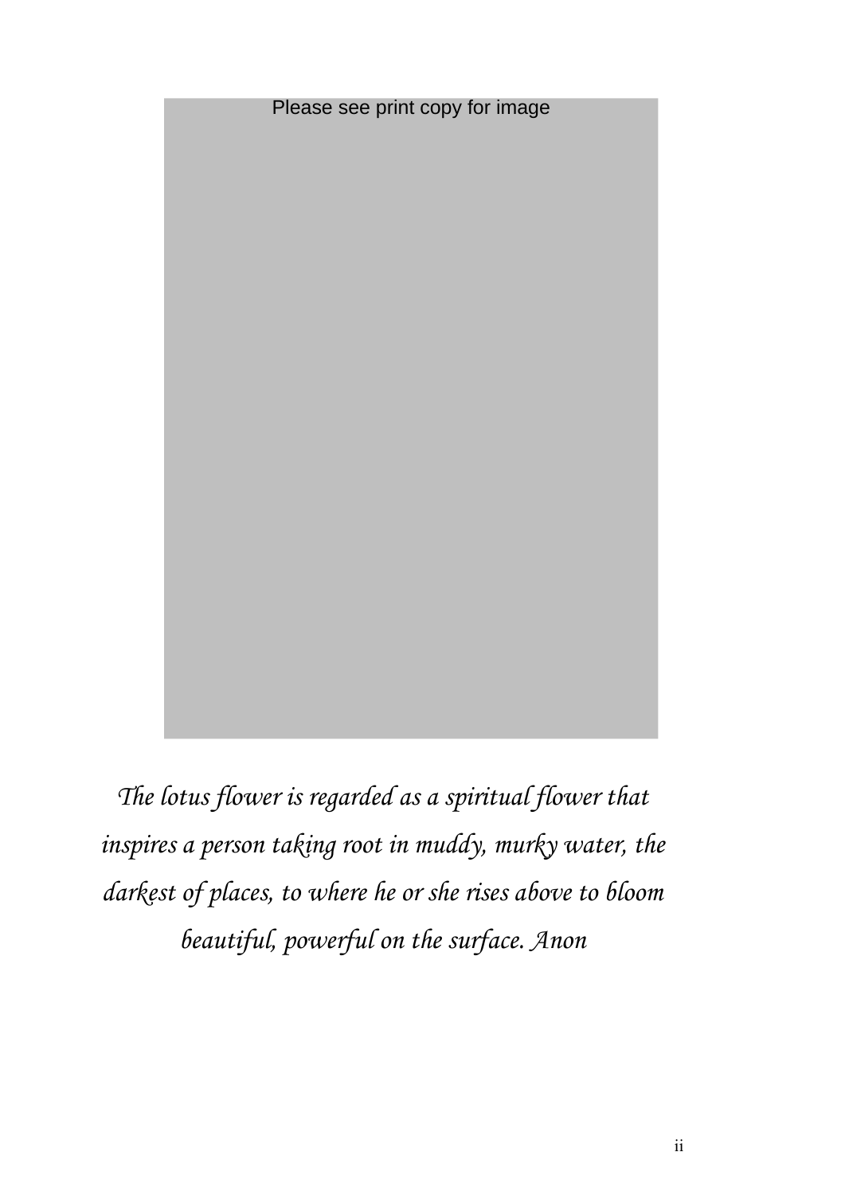Please see print copy for image

*The lotus flower is regarded as a spiritual flower that inspires a person taking root in muddy, murky water, the darkest of places, to where he or she rises above to bloom beautiful, powerful on the surface. Anon*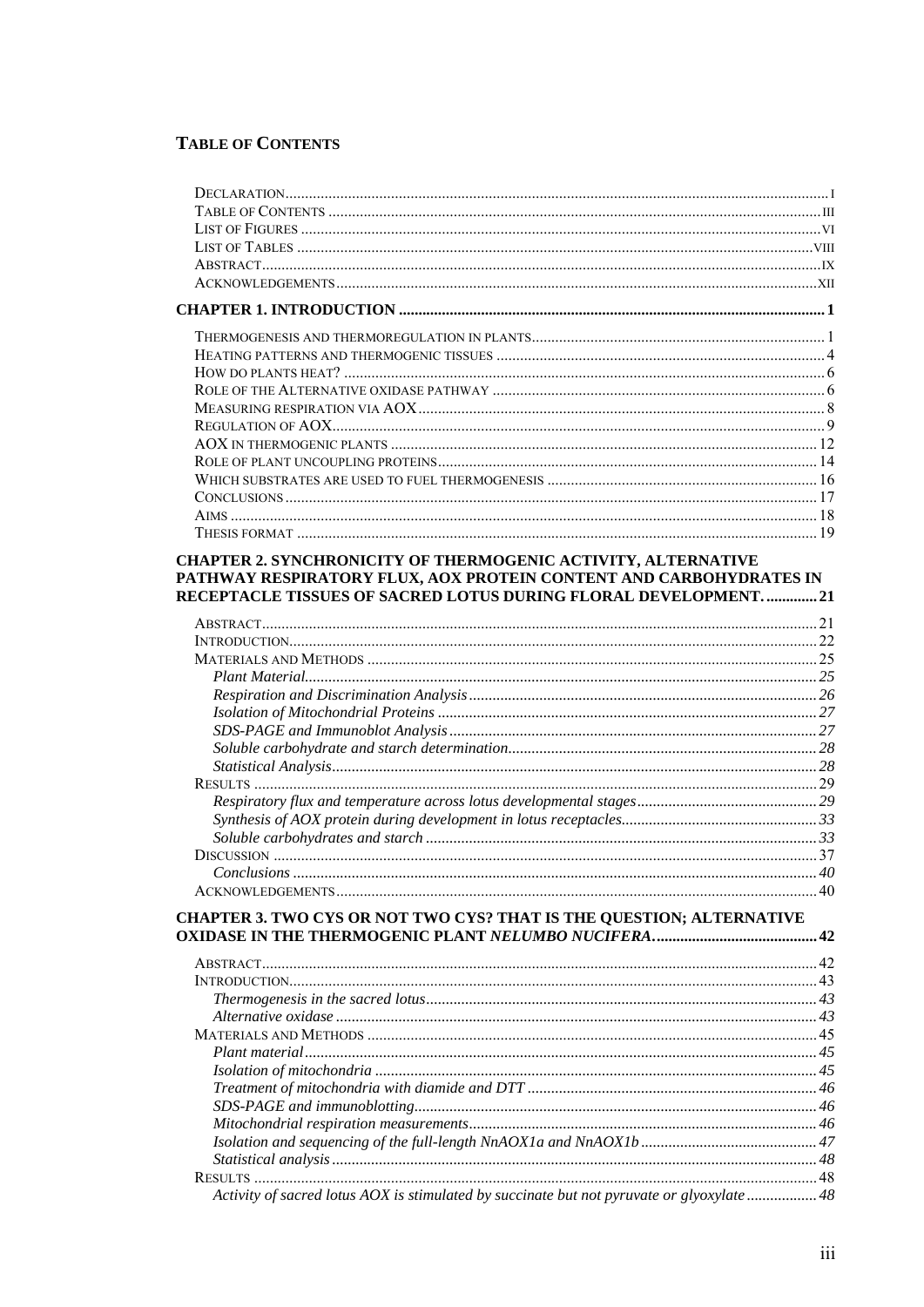## TABLE OF CONTENTS

DECLARATION ..... I
TABLE OF CONTENTS ..... III
LIST OF FIGURES ..... VI
LIST OF TABLES ..... VIII
ABSTRACT ..... IX
ACKNOWLEDGEMENTS ..... XII

**CHAPTER 1. INTRODUCTION ..... 1**

THERMOGENESIS AND THERMOREGULATION IN PLANTS ..... 1
HEATING PATTERNS AND THERMOGENIC TISSUES ..... 4
HOW DO PLANTS HEAT? ..... 6
ROLE OF THE ALTERNATIVE OXIDASE PATHWAY ..... 6
MEASURING RESPIRATION VIA AOX ..... 8
REGULATION OF AOX ..... 9
AOX IN THERMOGENIC PLANTS ..... 12
ROLE OF PLANT UNCOUPLING PROTEINS ..... 14
WHICH SUBSTRATES ARE USED TO FUEL THERMOGENESIS ..... 16
CONCLUSIONS ..... 17
AIMS ..... 18
THESIS FORMAT ..... 19

**CHAPTER 2. SYNCHRONICITY OF THERMOGENIC ACTIVITY, ALTERNATIVE PATHWAY RESPIRATORY FLUX, AOX PROTEIN CONTENT AND CARBOHYDRATES IN RECEPTACLE TISSUES OF SACRED LOTUS DURING FLORAL DEVELOPMENT. ..... 21**

ABSTRACT ..... 21
INTRODUCTION ..... 22
MATERIALS AND METHODS ..... 25
*Plant Material* ..... 25
*Respiration and Discrimination Analysis* ..... 26
*Isolation of Mitochondrial Proteins* ..... 27
*SDS-PAGE and Immunoblot Analysis* ..... 27
*Soluble carbohydrate and starch determination* ..... 28
*Statistical Analysis* ..... 28
RESULTS ..... 29
*Respiratory flux and temperature across lotus developmental stages* ..... 29
*Synthesis of AOX protein during development in lotus receptacles* ..... 33
*Soluble carbohydrates and starch* ..... 33
DISCUSSION ..... 37
*Conclusions* ..... 40
ACKNOWLEDGEMENTS ..... 40

**CHAPTER 3. TWO CYS OR NOT TWO CYS? THAT IS THE QUESTION; ALTERNATIVE OXIDASE IN THE THERMOGENIC PLANT *NELUMBO NUCIFERA*. ..... 42**

ABSTRACT ..... 42
INTRODUCTION ..... 43
*Thermogenesis in the sacred lotus* ..... 43
*Alternative oxidase* ..... 43
MATERIALS AND METHODS ..... 45
*Plant material* ..... 45
*Isolation of mitochondria* ..... 45
*Treatment of mitochondria with diamide and DTT* ..... 46
*SDS-PAGE and immunoblotting* ..... 46
*Mitochondrial respiration measurements* ..... 46
*Isolation and sequencing of the full-length NnAOX1a and NnAOX1b* ..... 47
*Statistical analysis* ..... 48
RESULTS ..... 48
*Activity of sacred lotus AOX is stimulated by succinate but not pyruvate or glyoxylate* ..... 48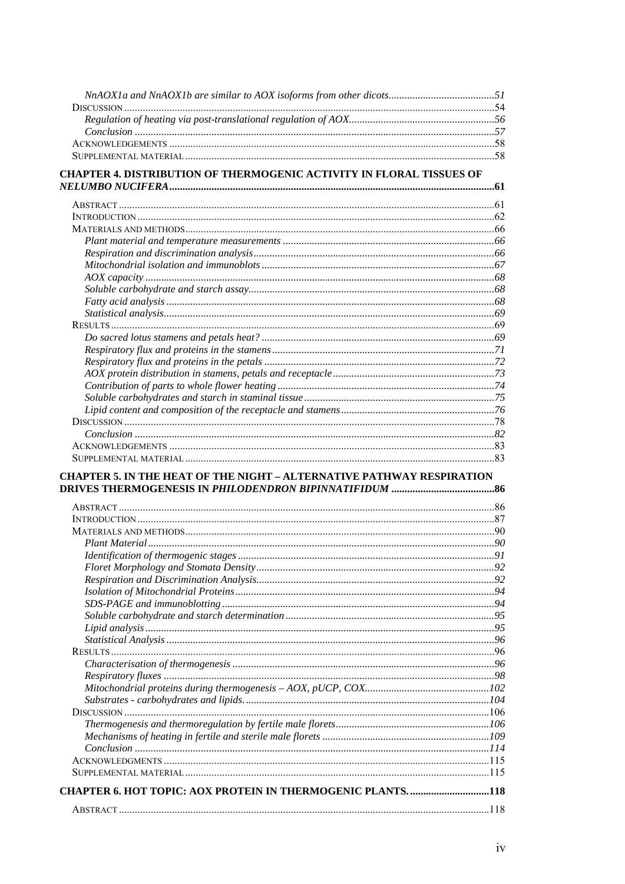*NnAOX1a and NnAOX1b are similar to AOX isoforms from other dicots*........................................51
DISCUSSION...........................................................................................................................54
*Regulation of heating via post-translational regulation of AOX*......................................................56
*Conclusion*...........................................................................................................................57
ACKNOWLEDGEMENTS.........................................................................................................58
SUPPLEMENTAL MATERIAL...................................................................................................58

**CHAPTER 4. DISTRIBUTION OF THERMOGENIC ACTIVITY IN FLORAL TISSUES OF *NELUMBO NUCIFERA*......................................................................................................................61**

ABSTRACT.............................................................................................................................61
INTRODUCTION......................................................................................................................62
MATERIALS AND METHODS....................................................................................................66
*Plant material and temperature measurements*...............................................................................66
*Respiration and discrimination analysis*.........................................................................................66
*Mitochondrial isolation and immunoblots*.......................................................................................67
*AOX capacity*.........................................................................................................................68
*Soluble carbohydrate and starch assay*...........................................................................................68
*Fatty acid analysis*...................................................................................................................68
*Statistical analysis*....................................................................................................................69
RESULTS................................................................................................................................69
*Do sacred lotus stamens and petals heat?*.......................................................................................69
*Respiratory flux and proteins in the stamens*...................................................................................71
*Respiratory flux and proteins in the petals*......................................................................................72
*AOX protein distribution in stamens, petals and receptacle*................................................................73
*Contribution of parts to whole flower heating*..................................................................................74
*Soluble carbohydrates and starch in staminal tissue*..........................................................................75
*Lipid content and composition of the receptacle and stamens*..............................................................76
DISCUSSION...........................................................................................................................78
*Conclusion*...........................................................................................................................82
ACKNOWLEDGEMENTS.........................................................................................................83
SUPPLEMENTAL MATERIAL...................................................................................................83

**CHAPTER 5. IN THE HEAT OF THE NIGHT – ALTERNATIVE PATHWAY RESPIRATION DRIVES THERMOGENESIS IN *PHILODENDRON BIPINNATIFIDUM*.......................................86**

ABSTRACT.............................................................................................................................86
INTRODUCTION......................................................................................................................87
MATERIALS AND METHODS....................................................................................................90
*Plant Material*........................................................................................................................90
*Identification of thermogenic stages*.............................................................................................91
*Floret Morphology and Stomata Density*........................................................................................92
*Respiration and Discrimination Analysis*........................................................................................92
*Isolation of Mitochondrial Proteins*...............................................................................................94
*SDS-PAGE and immunoblotting*..................................................................................................94
*Soluble carbohydrate and starch determination*................................................................................95
*Lipid analysis*.........................................................................................................................95
*Statistical Analysis*...................................................................................................................96
RESULTS................................................................................................................................96
*Characterisation of thermogenesis*................................................................................................96
*Respiratory fluxes*....................................................................................................................98
*Mitochondrial proteins during thermogenesis – AOX, pUCP, COX*.......................................................102
*Substrates - carbohydrates and lipids.*............................................................................................104
DISCUSSION...........................................................................................................................106
*Thermogenesis and thermoregulation by fertile male florets*................................................................106
*Mechanisms of heating in fertile and sterile male florets*...................................................................109
*Conclusion*...........................................................................................................................114
ACKNOWLEDGMENTS............................................................................................................115
SUPPLEMENTAL MATERIAL...................................................................................................115

**CHAPTER 6. HOT TOPIC: AOX PROTEIN IN THERMOGENIC PLANTS..............................118**

ABSTRACT.............................................................................................................................118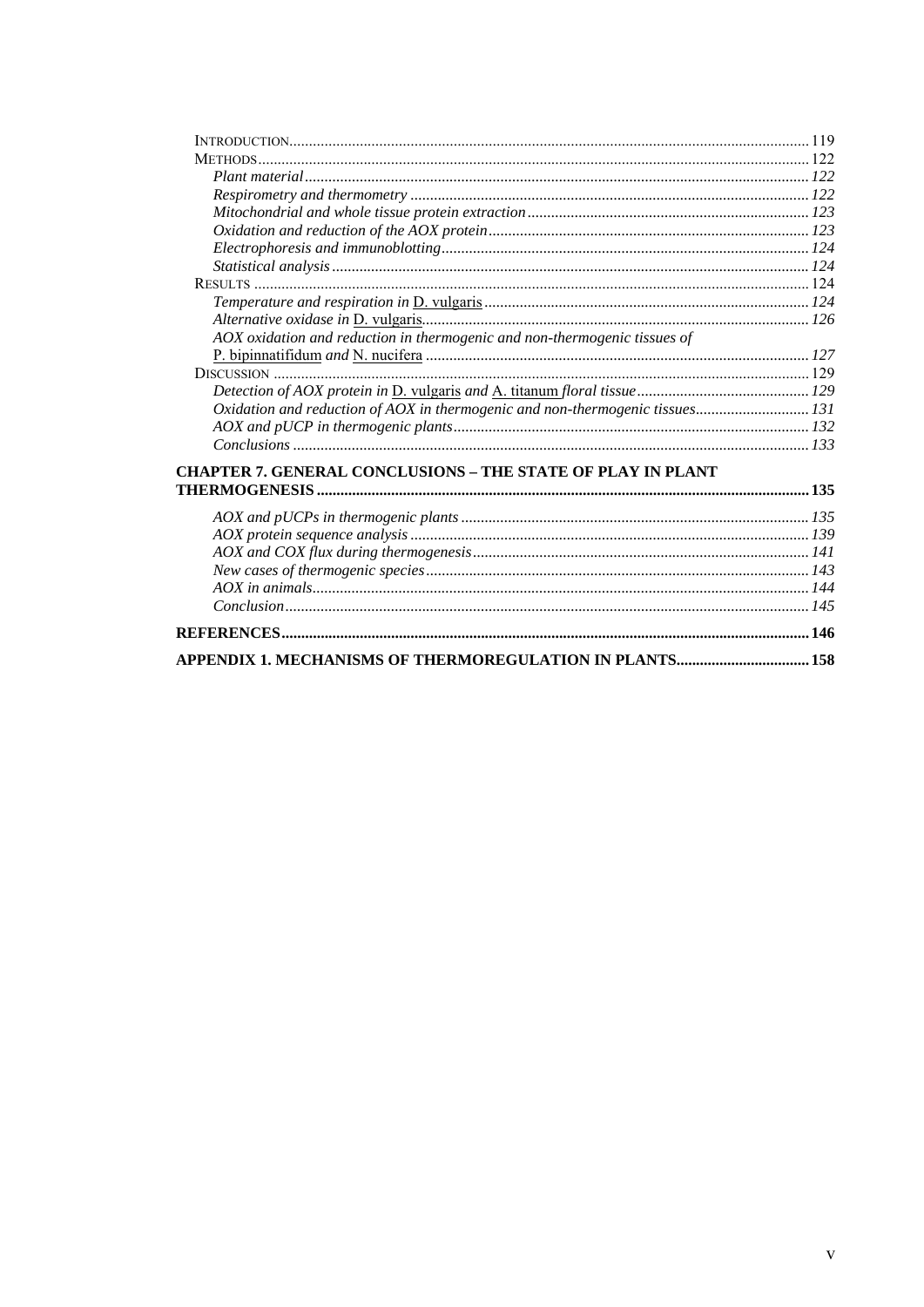Introduction ........ 119
Methods ........ 122
*Plant material* ........ 122
*Respirometry and thermometry* ........ 122
*Mitochondrial and whole tissue protein extraction* ........ 123
*Oxidation and reduction of the AOX protein* ........ 123
*Electrophoresis and immunoblotting* ........ 124
*Statistical analysis* ........ 124
Results ........ 124
*Temperature and respiration in D. vulgaris* ........ 124
*Alternative oxidase in D. vulgaris* ........ 126
*AOX oxidation and reduction in thermogenic and non-thermogenic tissues of P. bipinnatifidum and N. nucifera* ........ 127
Discussion ........ 129
*Detection of AOX protein in D. vulgaris and A. titanum floral tissue* ........ 129
*Oxidation and reduction of AOX in thermogenic and non-thermogenic tissues* ........ 131
*AOX and pUCP in thermogenic plants* ........ 132
*Conclusions* ........ 133

**CHAPTER 7. GENERAL CONCLUSIONS – THE STATE OF PLAY IN PLANT THERMOGENESIS ........ 135**

*AOX and pUCPs in thermogenic plants* ........ 135
*AOX protein sequence analysis* ........ 139
*AOX and COX flux during thermogenesis* ........ 141
*New cases of thermogenic species* ........ 143
*AOX in animals* ........ 144
*Conclusion* ........ 145

**REFERENCES ........ 146**

**APPENDIX 1. MECHANISMS OF THERMOREGULATION IN PLANTS ........ 158**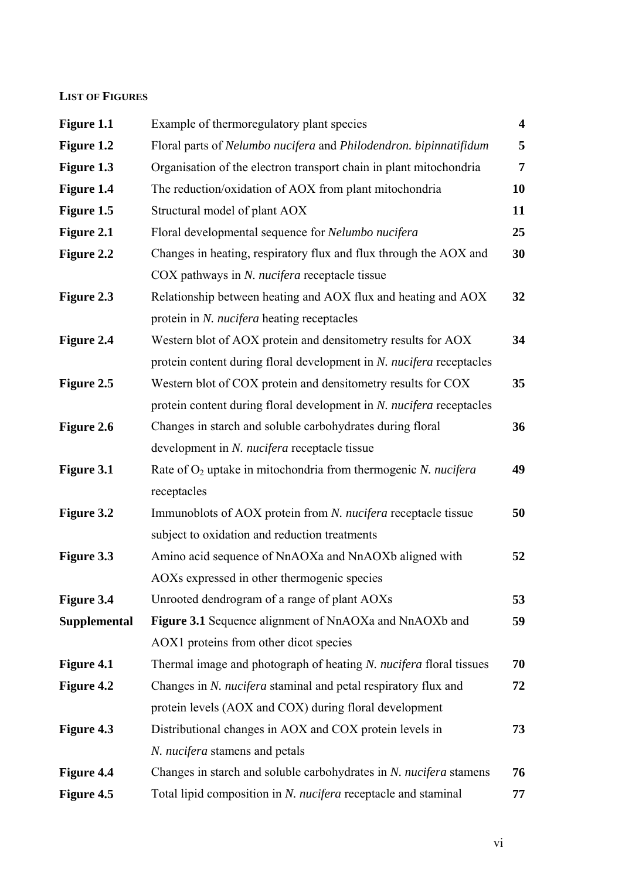**LIST OF FIGURES**

| | | |
|---|---|---|
| **Figure 1.1** | Example of thermoregulatory plant species | **4** |
| **Figure 1.2** | Floral parts of *Nelumbo nucifera* and *Philodendron. bipinnatifidum* | **5** |
| **Figure 1.3** | Organisation of the electron transport chain in plant mitochondria | **7** |
| **Figure 1.4** | The reduction/oxidation of AOX from plant mitochondria | **10** |
| **Figure 1.5** | Structural model of plant AOX | **11** |
| **Figure 2.1** | Floral developmental sequence for *Nelumbo nucifera* | **25** |
| **Figure 2.2** | Changes in heating, respiratory flux and flux through the AOX and COX pathways in *N. nucifera* receptacle tissue | **30** |
| **Figure 2.3** | Relationship between heating and AOX flux and heating and AOX protein in *N. nucifera* heating receptacles | **32** |
| **Figure 2.4** | Western blot of AOX protein and densitometry results for AOX protein content during floral development in *N. nucifera* receptacles | **34** |
| **Figure 2.5** | Western blot of COX protein and densitometry results for COX protein content during floral development in *N. nucifera* receptacles | **35** |
| **Figure 2.6** | Changes in starch and soluble carbohydrates during floral development in *N. nucifera* receptacle tissue | **36** |
| **Figure 3.1** | Rate of $O_2$ uptake in mitochondria from thermogenic *N. nucifera* receptacles | **49** |
| **Figure 3.2** | Immunoblots of AOX protein from *N. nucifera* receptacle tissue subject to oxidation and reduction treatments | **50** |
| **Figure 3.3** | Amino acid sequence of NnAOXa and NnAOXb aligned with AOXs expressed in other thermogenic species | **52** |
| **Figure 3.4** | Unrooted dendrogram of a range of plant AOXs | **53** |
| **Supplemental** | **Figure 3.1** Sequence alignment of NnAOXa and NnAOXb and AOX1 proteins from other dicot species | **59** |
| **Figure 4.1** | Thermal image and photograph of heating *N. nucifera* floral tissues | **70** |
| **Figure 4.2** | Changes in *N. nucifera* staminal and petal respiratory flux and protein levels (AOX and COX) during floral development | **72** |
| **Figure 4.3** | Distributional changes in AOX and COX protein levels in *N. nucifera* stamens and petals | **73** |
| **Figure 4.4** | Changes in starch and soluble carbohydrates in *N. nucifera* stamens | **76** |
| **Figure 4.5** | Total lipid composition in *N. nucifera* receptacle and staminal | **77** |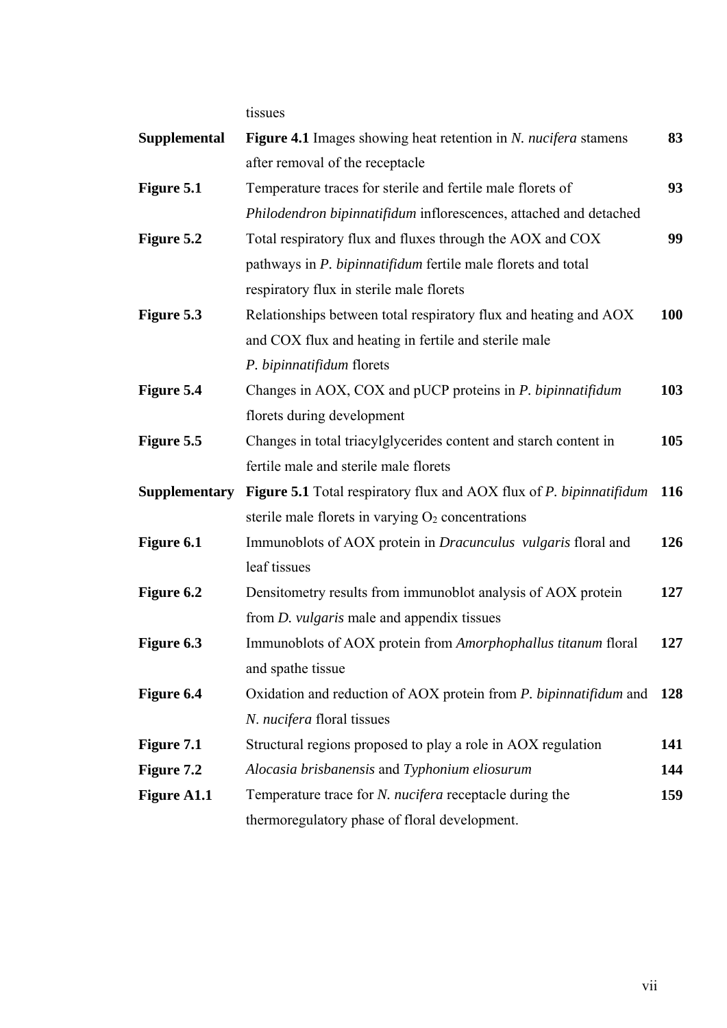| | | |
|---|---|---|
| | tissues | |
| **Supplemental** | **Figure 4.1** Images showing heat retention in *N. nucifera* stamens after removal of the receptacle | **83** |
| **Figure 5.1** | Temperature traces for sterile and fertile male florets of *Philodendron bipinnatifidum* inflorescences, attached and detached | **93** |
| **Figure 5.2** | Total respiratory flux and fluxes through the AOX and COX pathways in *P. bipinnatifidum* fertile male florets and total respiratory flux in sterile male florets | **99** |
| **Figure 5.3** | Relationships between total respiratory flux and heating and AOX and COX flux and heating in fertile and sterile male *P. bipinnatifidum* florets | **100** |
| **Figure 5.4** | Changes in AOX, COX and pUCP proteins in *P. bipinnatifidum* florets during development | **103** |
| **Figure 5.5** | Changes in total triacylglycerides content and starch content in fertile male and sterile male florets | **105** |
| **Supplementary** | **Figure 5.1** Total respiratory flux and AOX flux of *P. bipinnatifidum* sterile male florets in varying $O_2$ concentrations | **116** |
| **Figure 6.1** | Immunoblots of AOX protein in *Dracunculus vulgaris* floral and leaf tissues | **126** |
| **Figure 6.2** | Densitometry results from immunoblot analysis of AOX protein from *D. vulgaris* male and appendix tissues | **127** |
| **Figure 6.3** | Immunoblots of AOX protein from *Amorphophallus titanum* floral and spathe tissue | **127** |
| **Figure 6.4** | Oxidation and reduction of AOX protein from *P. bipinnatifidum* and *N. nucifera* floral tissues | **128** |
| **Figure 7.1** | Structural regions proposed to play a role in AOX regulation | **141** |
| **Figure 7.2** | *Alocasia brisbanensis* and *Typhonium eliosurum* | **144** |
| **Figure A1.1** | Temperature trace for *N. nucifera* receptacle during the thermoregulatory phase of floral development. | **159** |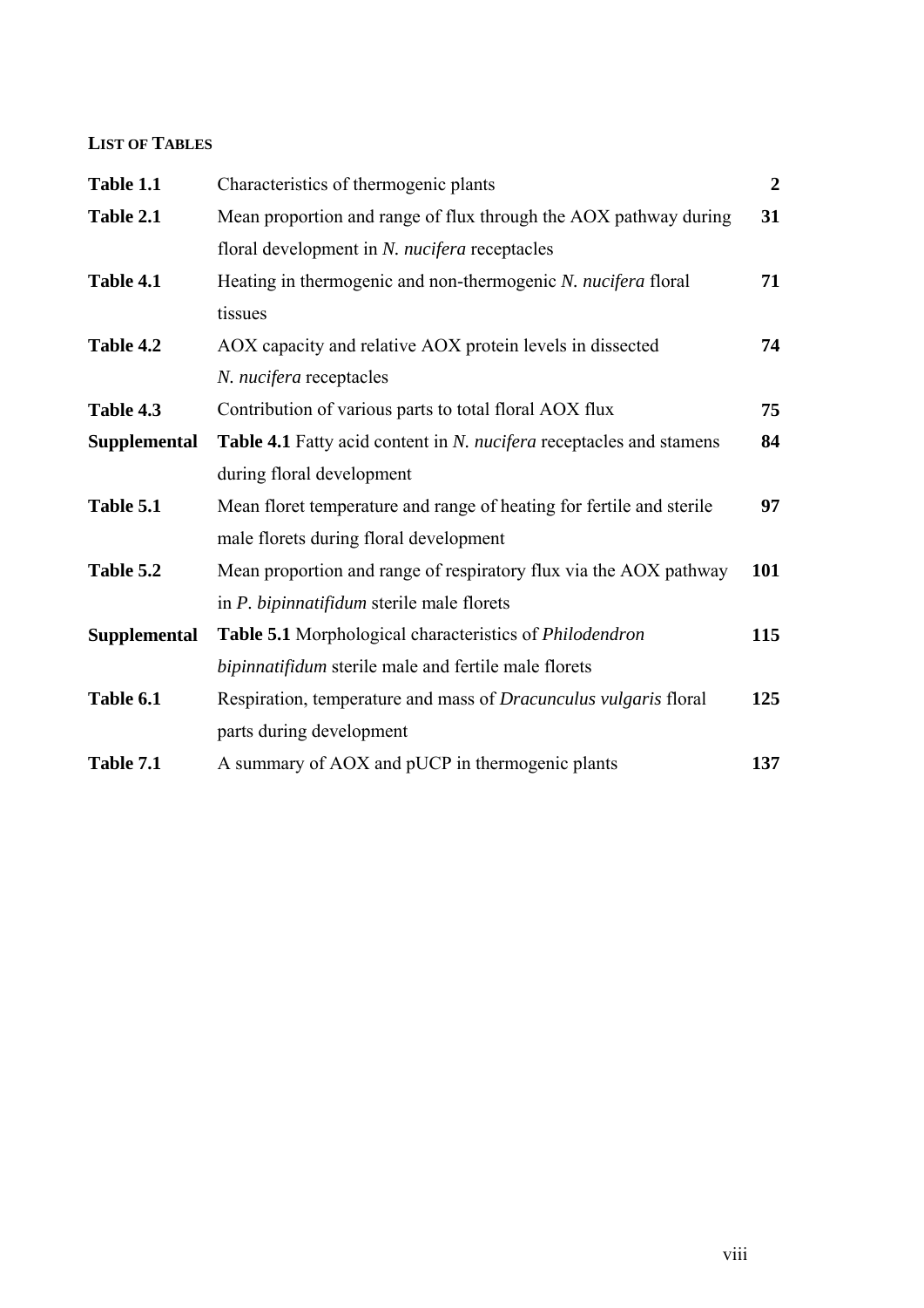**LIST OF TABLES**

| | | |
|---|---|---|
| **Table 1.1** | Characteristics of thermogenic plants | **2** |
| **Table 2.1** | Mean proportion and range of flux through the AOX pathway during floral development in *N. nucifera* receptacles | **31** |
| **Table 4.1** | Heating in thermogenic and non-thermogenic *N. nucifera* floral tissues | **71** |
| **Table 4.2** | AOX capacity and relative AOX protein levels in dissected *N. nucifera* receptacles | **74** |
| **Table 4.3** | Contribution of various parts to total floral AOX flux | **75** |
| **Supplemental** | **Table 4.1** Fatty acid content in *N. nucifera* receptacles and stamens during floral development | **84** |
| **Table 5.1** | Mean floret temperature and range of heating for fertile and sterile male florets during floral development | **97** |
| **Table 5.2** | Mean proportion and range of respiratory flux via the AOX pathway in *P. bipinnatifidum* sterile male florets | **101** |
| **Supplemental** | **Table 5.1** Morphological characteristics of *Philodendron bipinnatifidum* sterile male and fertile male florets | **115** |
| **Table 6.1** | Respiration, temperature and mass of *Dracunculus vulgaris* floral parts during development | **125** |
| **Table 7.1** | A summary of AOX and pUCP in thermogenic plants | **137** |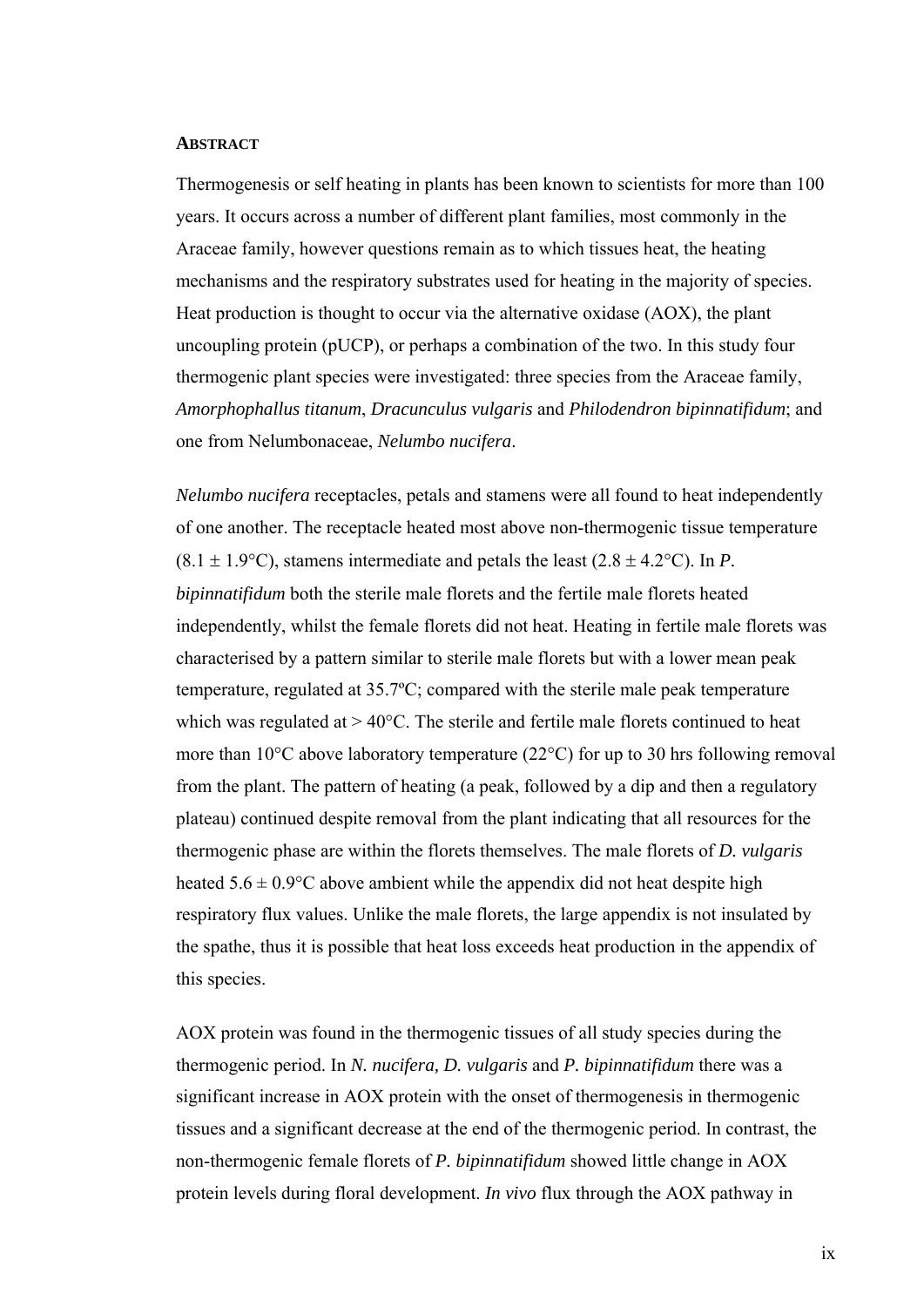## ABSTRACT

Thermogenesis or self heating in plants has been known to scientists for more than 100 years. It occurs across a number of different plant families, most commonly in the Araceae family, however questions remain as to which tissues heat, the heating mechanisms and the respiratory substrates used for heating in the majority of species. Heat production is thought to occur via the alternative oxidase (AOX), the plant uncoupling protein (pUCP), or perhaps a combination of the two. In this study four thermogenic plant species were investigated: three species from the Araceae family, *Amorphophallus titanum*, *Dracunculus vulgaris* and *Philodendron bipinnatifidum*; and one from Nelumbonaceae, *Nelumbo nucifera*.

*Nelumbo nucifera* receptacles, petals and stamens were all found to heat independently of one another. The receptacle heated most above non-thermogenic tissue temperature ($8.1 \pm 1.9$°C), stamens intermediate and petals the least ($2.8 \pm 4.2$°C). In *P. bipinnatifidum* both the sterile male florets and the fertile male florets heated independently, whilst the female florets did not heat. Heating in fertile male florets was characterised by a pattern similar to sterile male florets but with a lower mean peak temperature, regulated at 35.7ºC; compared with the sterile male peak temperature which was regulated at > 40°C. The sterile and fertile male florets continued to heat more than 10°C above laboratory temperature (22°C) for up to 30 hrs following removal from the plant. The pattern of heating (a peak, followed by a dip and then a regulatory plateau) continued despite removal from the plant indicating that all resources for the thermogenic phase are within the florets themselves. The male florets of *D. vulgaris* heated $5.6 \pm 0.9$°C above ambient while the appendix did not heat despite high respiratory flux values. Unlike the male florets, the large appendix is not insulated by the spathe, thus it is possible that heat loss exceeds heat production in the appendix of this species.

AOX protein was found in the thermogenic tissues of all study species during the thermogenic period. In *N. nucifera, D. vulgaris* and *P. bipinnatifidum* there was a significant increase in AOX protein with the onset of thermogenesis in thermogenic tissues and a significant decrease at the end of the thermogenic period. In contrast, the non-thermogenic female florets of *P. bipinnatifidum* showed little change in AOX protein levels during floral development. *In vivo* flux through the AOX pathway in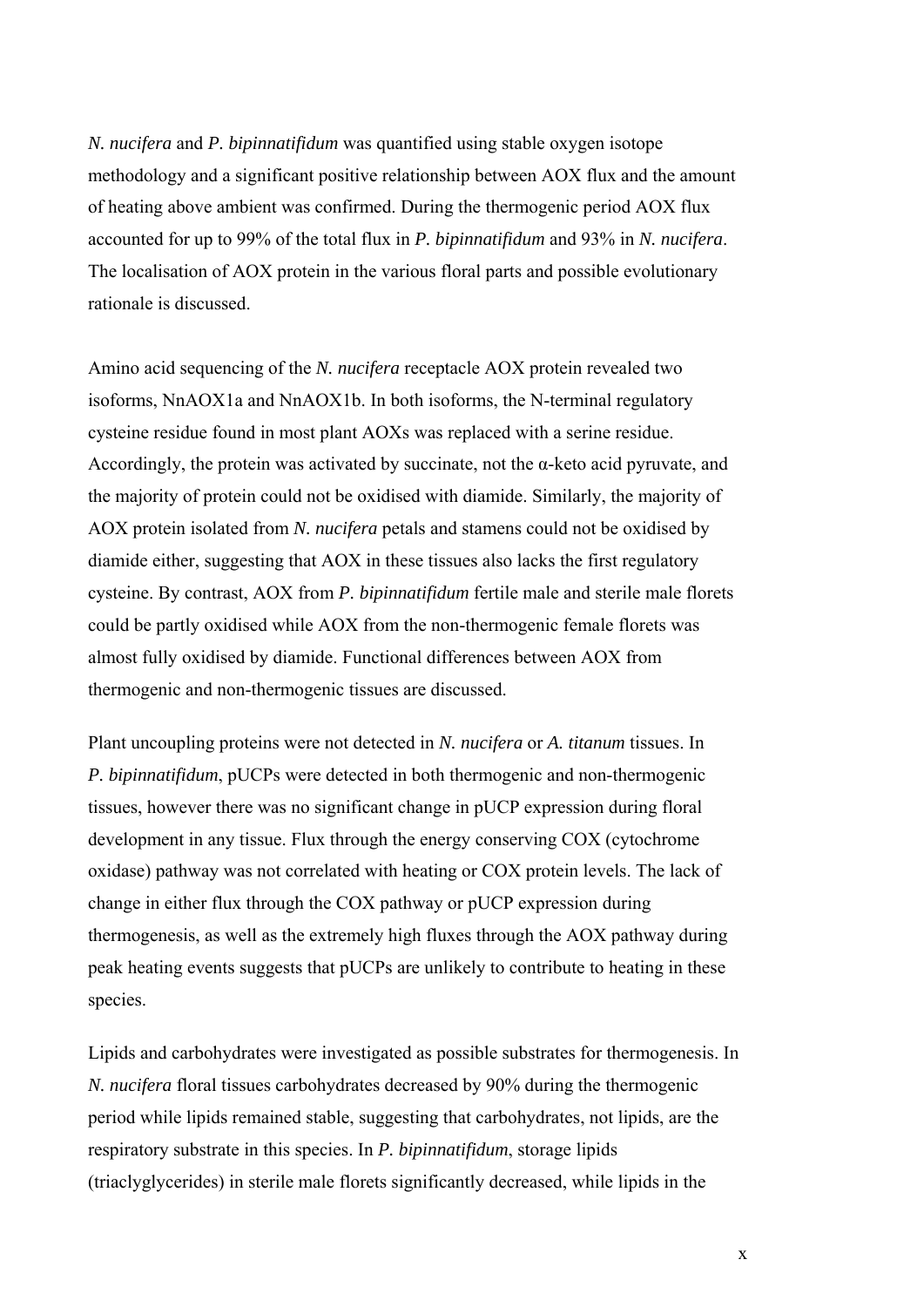*N. nucifera* and *P. bipinnatifidum* was quantified using stable oxygen isotope methodology and a significant positive relationship between AOX flux and the amount of heating above ambient was confirmed. During the thermogenic period AOX flux accounted for up to 99% of the total flux in *P. bipinnatifidum* and 93% in *N. nucifera*. The localisation of AOX protein in the various floral parts and possible evolutionary rationale is discussed.

Amino acid sequencing of the *N. nucifera* receptacle AOX protein revealed two isoforms, NnAOX1a and NnAOX1b. In both isoforms, the N-terminal regulatory cysteine residue found in most plant AOXs was replaced with a serine residue. Accordingly, the protein was activated by succinate, not the α-keto acid pyruvate, and the majority of protein could not be oxidised with diamide. Similarly, the majority of AOX protein isolated from *N. nucifera* petals and stamens could not be oxidised by diamide either, suggesting that AOX in these tissues also lacks the first regulatory cysteine. By contrast, AOX from *P. bipinnatifidum* fertile male and sterile male florets could be partly oxidised while AOX from the non-thermogenic female florets was almost fully oxidised by diamide. Functional differences between AOX from thermogenic and non-thermogenic tissues are discussed.

Plant uncoupling proteins were not detected in *N. nucifera* or *A. titanum* tissues. In *P. bipinnatifidum*, pUCPs were detected in both thermogenic and non-thermogenic tissues, however there was no significant change in pUCP expression during floral development in any tissue. Flux through the energy conserving COX (cytochrome oxidase) pathway was not correlated with heating or COX protein levels. The lack of change in either flux through the COX pathway or pUCP expression during thermogenesis, as well as the extremely high fluxes through the AOX pathway during peak heating events suggests that pUCPs are unlikely to contribute to heating in these species.

Lipids and carbohydrates were investigated as possible substrates for thermogenesis. In *N. nucifera* floral tissues carbohydrates decreased by 90% during the thermogenic period while lipids remained stable, suggesting that carbohydrates, not lipids, are the respiratory substrate in this species. In *P. bipinnatifidum*, storage lipids (triaclyglycerides) in sterile male florets significantly decreased, while lipids in the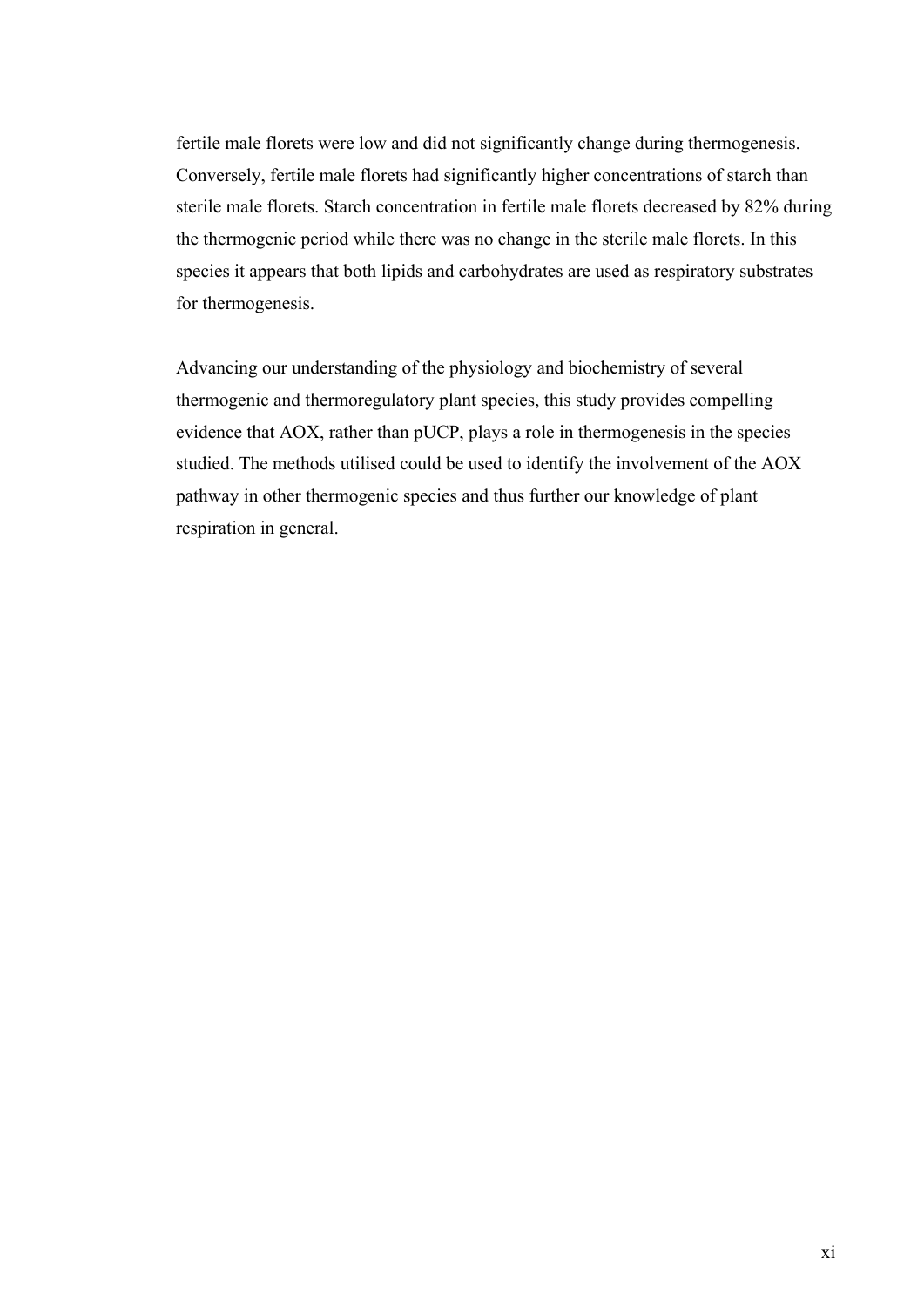fertile male florets were low and did not significantly change during thermogenesis. Conversely, fertile male florets had significantly higher concentrations of starch than sterile male florets. Starch concentration in fertile male florets decreased by 82% during the thermogenic period while there was no change in the sterile male florets. In this species it appears that both lipids and carbohydrates are used as respiratory substrates for thermogenesis.

Advancing our understanding of the physiology and biochemistry of several thermogenic and thermoregulatory plant species, this study provides compelling evidence that AOX, rather than pUCP, plays a role in thermogenesis in the species studied. The methods utilised could be used to identify the involvement of the AOX pathway in other thermogenic species and thus further our knowledge of plant respiration in general.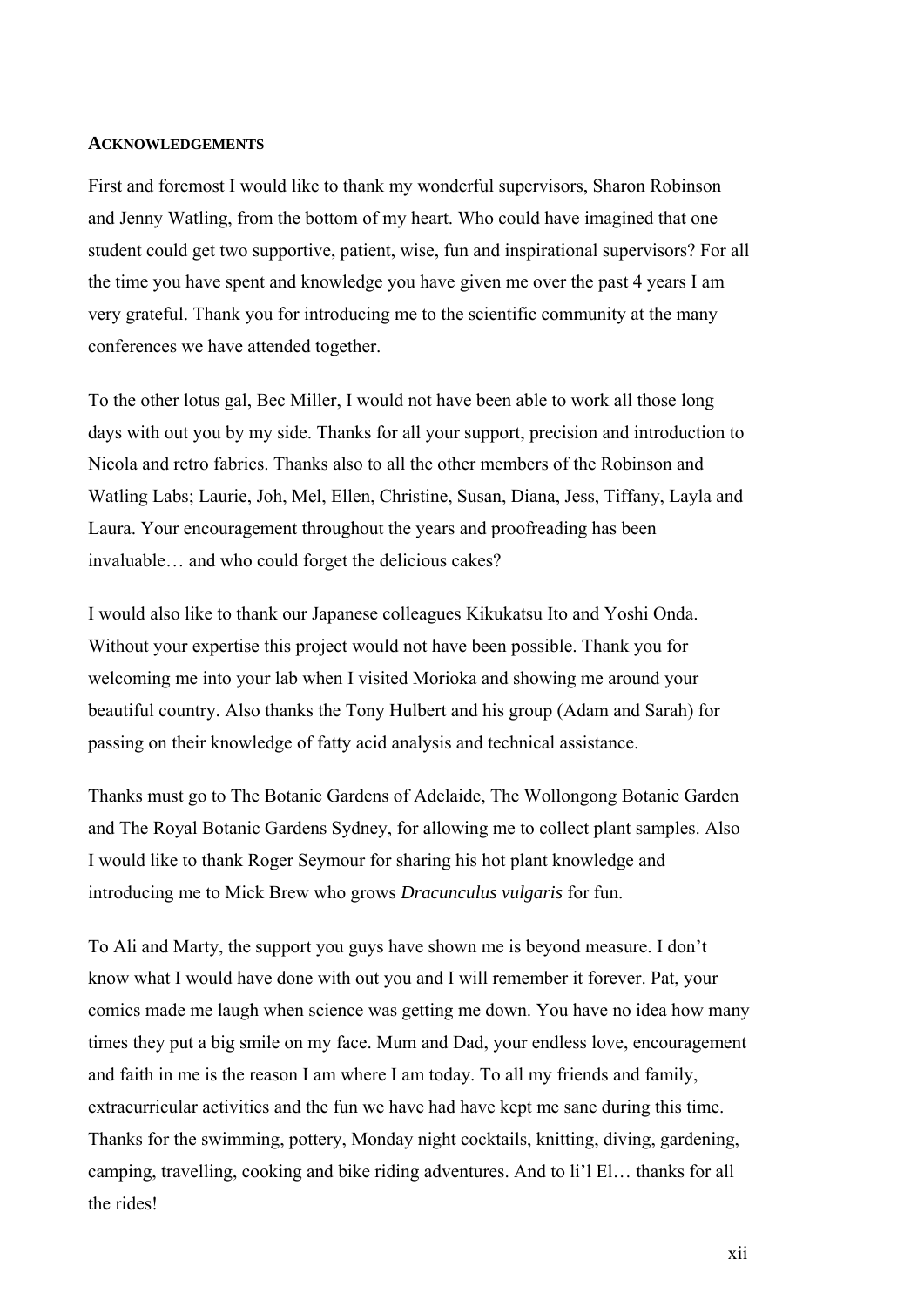## Acknowledgements

First and foremost I would like to thank my wonderful supervisors, Sharon Robinson and Jenny Watling, from the bottom of my heart. Who could have imagined that one student could get two supportive, patient, wise, fun and inspirational supervisors? For all the time you have spent and knowledge you have given me over the past 4 years I am very grateful. Thank you for introducing me to the scientific community at the many conferences we have attended together.

To the other lotus gal, Bec Miller, I would not have been able to work all those long days with out you by my side. Thanks for all your support, precision and introduction to Nicola and retro fabrics. Thanks also to all the other members of the Robinson and Watling Labs; Laurie, Joh, Mel, Ellen, Christine, Susan, Diana, Jess, Tiffany, Layla and Laura. Your encouragement throughout the years and proofreading has been invaluable… and who could forget the delicious cakes?

I would also like to thank our Japanese colleagues Kikukatsu Ito and Yoshi Onda. Without your expertise this project would not have been possible. Thank you for welcoming me into your lab when I visited Morioka and showing me around your beautiful country. Also thanks the Tony Hulbert and his group (Adam and Sarah) for passing on their knowledge of fatty acid analysis and technical assistance.

Thanks must go to The Botanic Gardens of Adelaide, The Wollongong Botanic Garden and The Royal Botanic Gardens Sydney, for allowing me to collect plant samples. Also I would like to thank Roger Seymour for sharing his hot plant knowledge and introducing me to Mick Brew who grows *Dracunculus vulgaris* for fun.

To Ali and Marty, the support you guys have shown me is beyond measure. I don't know what I would have done with out you and I will remember it forever. Pat, your comics made me laugh when science was getting me down. You have no idea how many times they put a big smile on my face. Mum and Dad, your endless love, encouragement and faith in me is the reason I am where I am today. To all my friends and family, extracurricular activities and the fun we have had have kept me sane during this time. Thanks for the swimming, pottery, Monday night cocktails, knitting, diving, gardening, camping, travelling, cooking and bike riding adventures. And to li'l El… thanks for all the rides!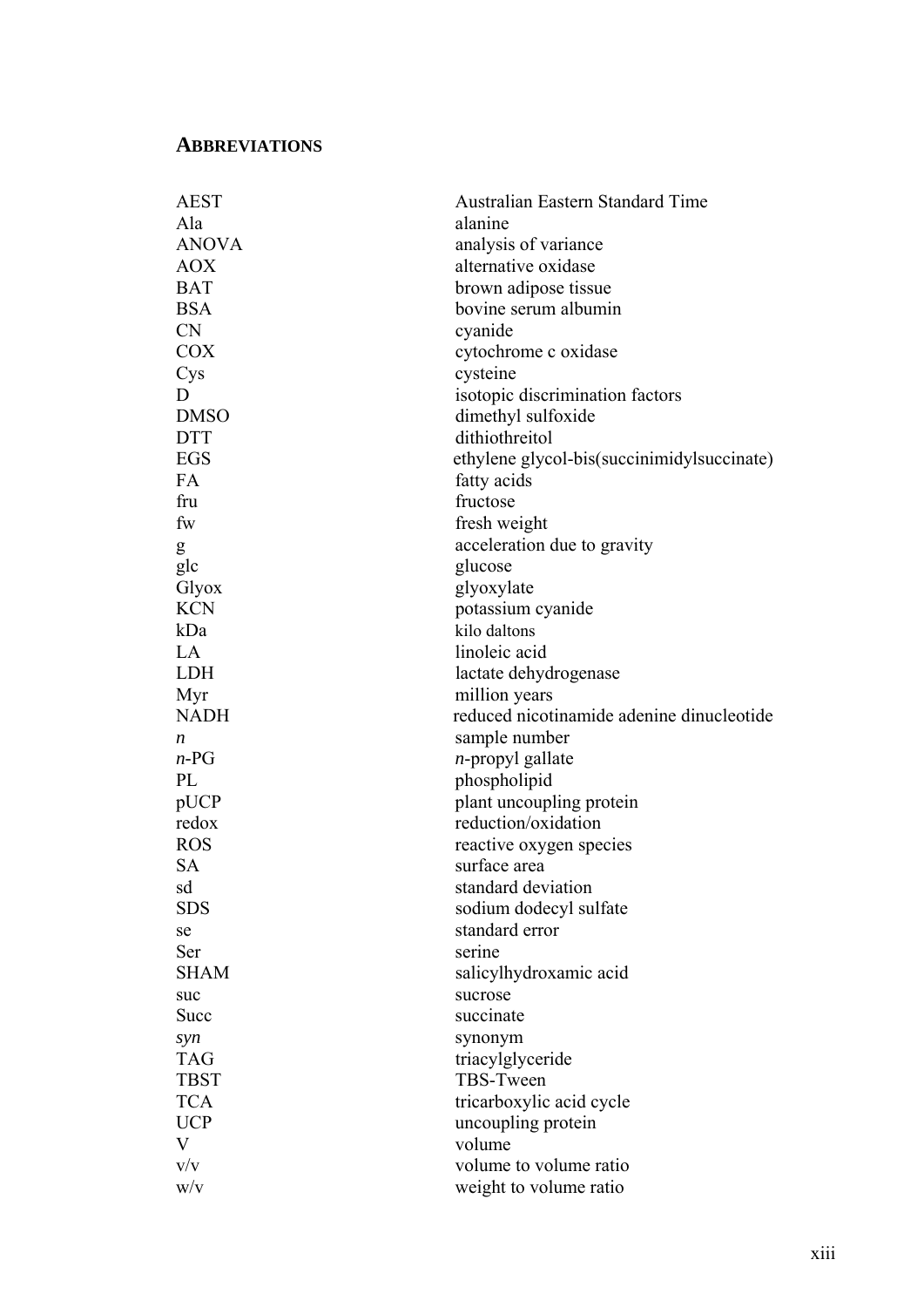## ABBREVIATIONS

| | |
|---|---|
| AEST | Australian Eastern Standard Time |
| Ala | alanine |
| ANOVA | analysis of variance |
| AOX | alternative oxidase |
| BAT | brown adipose tissue |
| BSA | bovine serum albumin |
| CN | cyanide |
| COX | cytochrome c oxidase |
| Cys | cysteine |
| D | isotopic discrimination factors |
| DMSO | dimethyl sulfoxide |
| DTT | dithiothreitol |
| EGS | ethylene glycol-bis(succinimidylsuccinate) |
| FA | fatty acids |
| fru | fructose |
| fw | fresh weight |
| g | acceleration due to gravity |
| glc | glucose |
| Glyox | glyoxylate |
| KCN | potassium cyanide |
| kDa | kilo daltons |
| LA | linoleic acid |
| LDH | lactate dehydrogenase |
| Myr | million years |
| NADH | reduced nicotinamide adenine dinucleotide |
| *n* | sample number |
| *n*-PG | *n*-propyl gallate |
| PL | phospholipid |
| pUCP | plant uncoupling protein |
| redox | reduction/oxidation |
| ROS | reactive oxygen species |
| SA | surface area |
| sd | standard deviation |
| SDS | sodium dodecyl sulfate |
| se | standard error |
| Ser | serine |
| SHAM | salicylhydroxamic acid |
| suc | sucrose |
| Succ | succinate |
| *syn* | synonym |
| TAG | triacylglyceride |
| TBST | TBS-Tween |
| TCA | tricarboxylic acid cycle |
| UCP | uncoupling protein |
| V | volume |
| v/v | volume to volume ratio |
| w/v | weight to volume ratio |